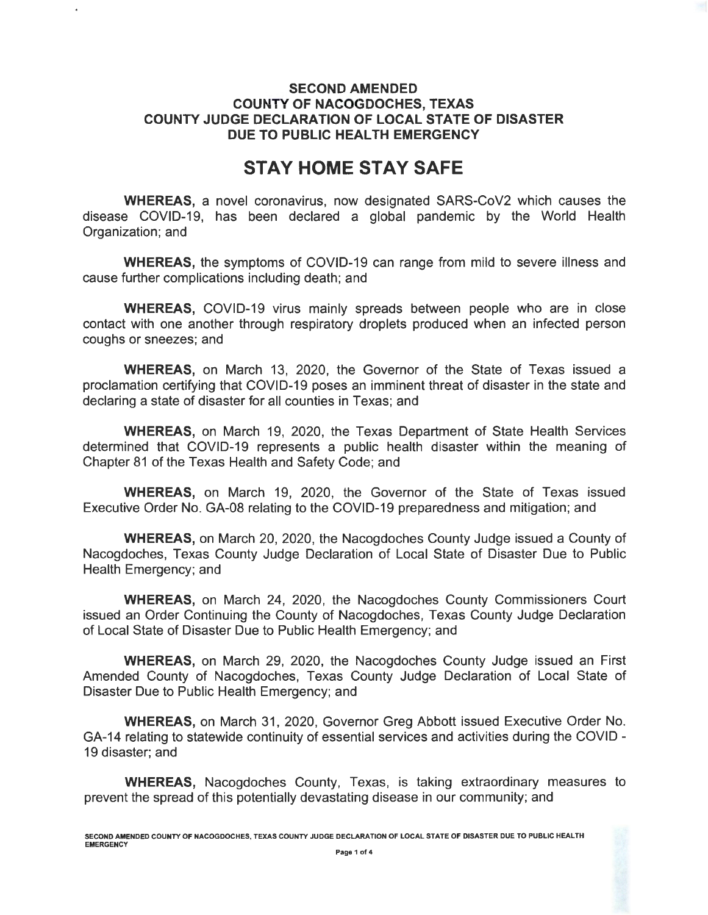# SECOND AMENDED
# COUNTY OF NACOGDOCHES, TEXAS
# COUNTY JUDGE DECLARATION OF LOCAL STATE OF DISASTER
# DUE TO PUBLIC HEALTH EMERGENCY

# STAY HOME STAY SAFE

**WHEREAS,** a novel coronavirus, now designated SARS-CoV2 which causes the disease COVID-19, has been declared a global pandemic by the World Health Organization; and

**WHEREAS,** the symptoms of COVID-19 can range from mild to severe illness and cause further complications including death; and

**WHEREAS,** COVID-19 virus mainly spreads between people who are in close contact with one another through respiratory droplets produced when an infected person coughs or sneezes; and

**WHEREAS,** on March 13, 2020, the Governor of the State of Texas issued a proclamation certifying that COVID-19 poses an imminent threat of disaster in the state and declaring a state of disaster for all counties in Texas; and

**WHEREAS,** on March 19, 2020, the Texas Department of State Health Services determined that COVID-19 represents a public health disaster within the meaning of Chapter 81 of the Texas Health and Safety Code; and

**WHEREAS,** on March 19, 2020, the Governor of the State of Texas issued Executive Order No. GA-08 relating to the COVID-19 preparedness and mitigation; and

**WHEREAS,** on March 20, 2020, the Nacogdoches County Judge issued a County of Nacogdoches, Texas County Judge Declaration of Local State of Disaster Due to Public Health Emergency; and

**WHEREAS,** on March 24, 2020, the Nacogdoches County Commissioners Court issued an Order Continuing the County of Nacogdoches, Texas County Judge Declaration of Local State of Disaster Due to Public Health Emergency; and

**WHEREAS,** on March 29, 2020, the Nacogdoches County Judge issued an First Amended County of Nacogdoches, Texas County Judge Declaration of Local State of Disaster Due to Public Health Emergency; and

**WHEREAS,** on March 31, 2020, Governor Greg Abbott issued Executive Order No. GA-14 relating to statewide continuity of essential services and activities during the COVID - 19 disaster; and

**WHEREAS,** Nacogdoches County, Texas, is taking extraordinary measures to prevent the spread of this potentially devastating disease in our community; and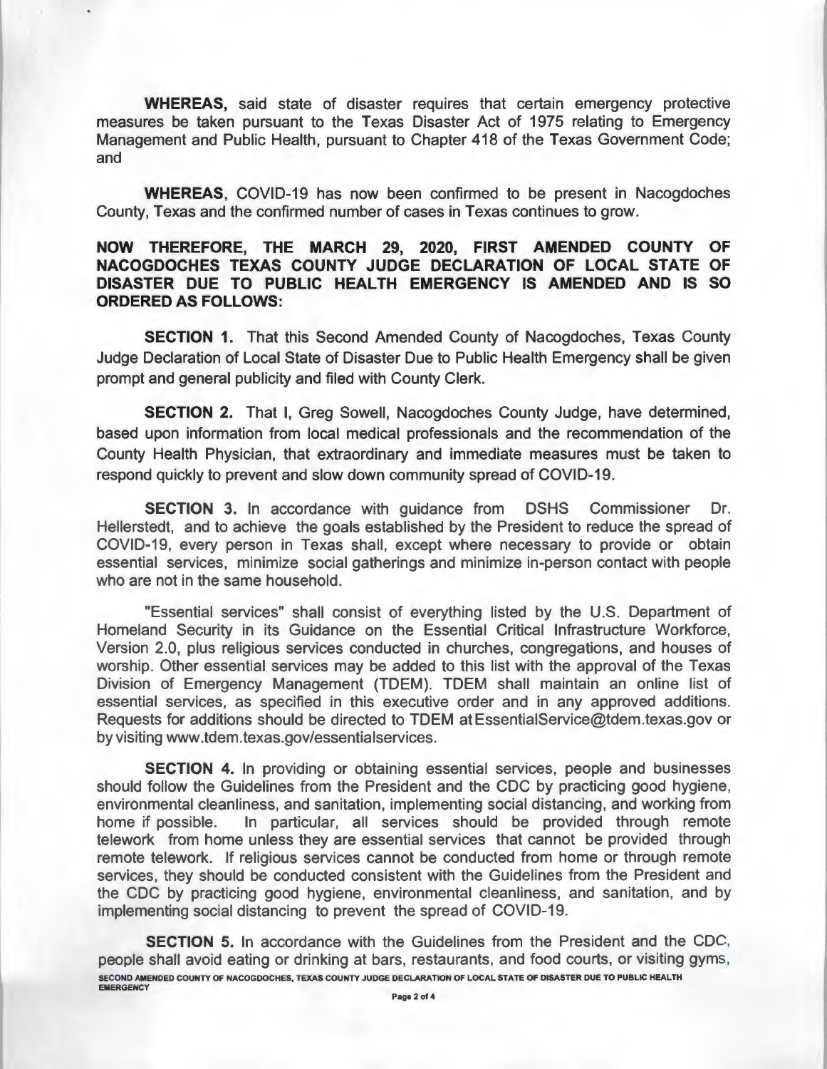**WHEREAS,** said state of disaster requires that certain emergency protective measures be taken pursuant to the Texas Disaster Act of 1975 relating to Emergency Management and Public Health, pursuant to Chapter 418 of the Texas Government Code; and

**WHEREAS**, COVID-19 has now been confirmed to be present in Nacogdoches County, Texas and the confirmed number of cases in Texas continues to grow.

**NOW THEREFORE, THE MARCH 29, 2020, FIRST AMENDED COUNTY OF NACOGDOCHES TEXAS COUNTY JUDGE DECLARATION OF LOCAL STATE OF DISASTER DUE TO PUBLIC HEALTH EMERGENCY IS AMENDED AND IS SO ORDERED AS FOLLOWS:**

**SECTION 1.** That this Second Amended County of Nacogdoches, Texas County Judge Declaration of Local State of Disaster Due to Public Health Emergency shall be given prompt and general publicity and filed with County Clerk.

**SECTION 2.** That I, Greg Sowell, Nacogdoches County Judge, have determined, based upon information from local medical professionals and the recommendation of the County Health Physician, that extraordinary and immediate measures must be taken to respond quickly to prevent and slow down community spread of COVID-19.

**SECTION 3.** In accordance with guidance from DSHS Commissioner Dr. Hellerstedt, and to achieve the goals established by the President to reduce the spread of COVID-19, every person in Texas shall, except where necessary to provide or obtain essential services, minimize social gatherings and minimize in-person contact with people who are not in the same household.

"Essential services" shall consist of everything listed by the U.S. Department of Homeland Security in its Guidance on the Essential Critical Infrastructure Workforce, Version 2.0, plus religious services conducted in churches, congregations, and houses of worship. Other essential services may be added to this list with the approval of the Texas Division of Emergency Management (TDEM). TDEM shall maintain an online list of essential services, as specified in this executive order and in any approved additions. Requests for additions should be directed to TDEM at EssentialService@tdem.texas.gov or by visiting www.tdem.texas.gov/essentialservices.

**SECTION 4.** In providing or obtaining essential services, people and businesses should follow the Guidelines from the President and the CDC by practicing good hygiene, environmental cleanliness, and sanitation, implementing social distancing, and working from home if possible. In particular, all services should be provided through remote telework from home unless they are essential services that cannot be provided through remote telework. If religious services cannot be conducted from home or through remote services, they should be conducted consistent with the Guidelines from the President and the CDC by practicing good hygiene, environmental cleanliness, and sanitation, and by implementing social distancing to prevent the spread of COVID-19.

**SECTION 5.** In accordance with the Guidelines from the President and the CDC, people shall avoid eating or drinking at bars, restaurants, and food courts, or visiting gyms,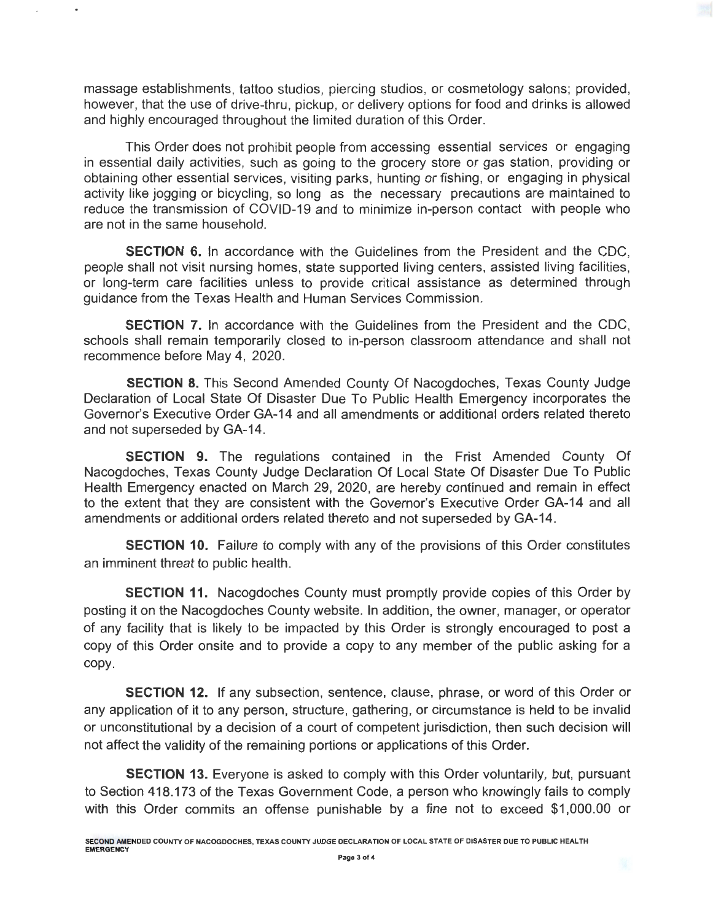massage establishments, tattoo studios, piercing studios, or cosmetology salons; provided, however, that the use of drive-thru, pickup, or delivery options for food and drinks is allowed and highly encouraged throughout the limited duration of this Order.

This Order does not prohibit people from accessing essential services or engaging in essential daily activities, such as going to the grocery store or gas station, providing or obtaining other essential services, visiting parks, hunting or fishing, or engaging in physical activity like jogging or bicycling, so long as the necessary precautions are maintained to reduce the transmission of COVID-19 and to minimize in-person contact with people who are not in the same household.

**SECTION 6.** In accordance with the Guidelines from the President and the CDC, people shall not visit nursing homes, state supported living centers, assisted living facilities, or long-term care facilities unless to provide critical assistance as determined through guidance from the Texas Health and Human Services Commission.

**SECTION 7.** In accordance with the Guidelines from the President and the CDC, schools shall remain temporarily closed to in-person classroom attendance and shall not recommence before May 4, 2020.

**SECTION 8.** This Second Amended County Of Nacogdoches, Texas County Judge Declaration of Local State Of Disaster Due To Public Health Emergency incorporates the Governor's Executive Order GA-14 and all amendments or additional orders related thereto and not superseded by GA-14.

**SECTION 9.** The regulations contained in the Frist Amended County Of Nacogdoches, Texas County Judge Declaration Of Local State Of Disaster Due To Public Health Emergency enacted on March 29, 2020, are hereby continued and remain in effect to the extent that they are consistent with the Governor's Executive Order GA-14 and all amendments or additional orders related thereto and not superseded by GA-14.

**SECTION 10.** Failure to comply with any of the provisions of this Order constitutes an imminent threat to public health.

**SECTION 11.** Nacogdoches County must promptly provide copies of this Order by posting it on the Nacogdoches County website. In addition, the owner, manager, or operator of any facility that is likely to be impacted by this Order is strongly encouraged to post a copy of this Order onsite and to provide a copy to any member of the public asking for a copy.

**SECTION 12.** If any subsection, sentence, clause, phrase, or word of this Order or any application of it to any person, structure, gathering, or circumstance is held to be invalid or unconstitutional by a decision of a court of competent jurisdiction, then such decision will not affect the validity of the remaining portions or applications of this Order.

**SECTION 13.** Everyone is asked to comply with this Order voluntarily, but, pursuant to Section 418.173 of the Texas Government Code, a person who knowingly fails to comply with this Order commits an offense punishable by a fine not to exceed $1,000.00 or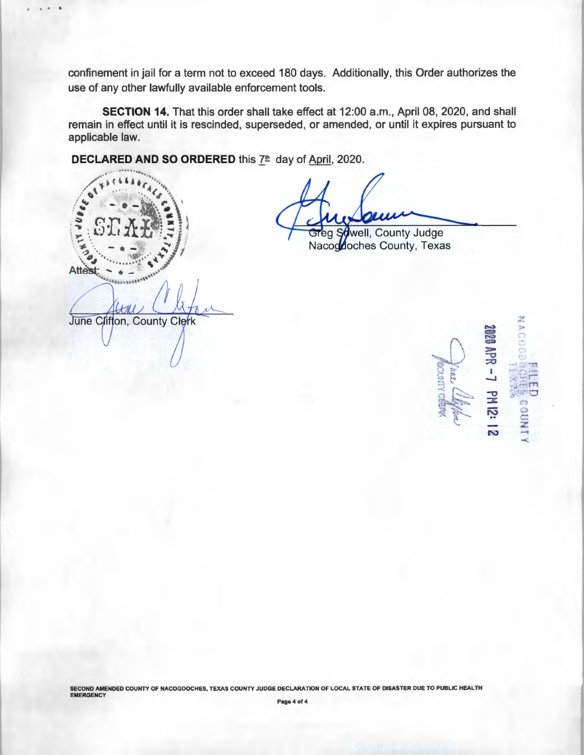confinement in jail for a term not to exceed 180 days. Additionally, this Order authorizes the use of any other lawfully available enforcement tools.

**SECTION 14.** That this order shall take effect at 12:00 a.m., April 08, 2020, and shall remain in effect until it is rescinded, superseded, or amended, or until it expires pursuant to applicable law.

**DECLARED AND SO ORDERED** this 7th day of April, 2020.

Greg Sowell, County Judge
Nacogdoches County, Texas

Attest:

June Clifton, County Clerk

FILED
NACOGDOCHES COUNTY
TEXAS
2020 APR -7 PM 12:12
COUNTY CLERK

SECOND AMENDED COUNTY OF NACOGDOCHES, TEXAS COUNTY JUDGE DECLARATION OF LOCAL STATE OF DISASTER DUE TO PUBLIC HEALTH EMERGENCY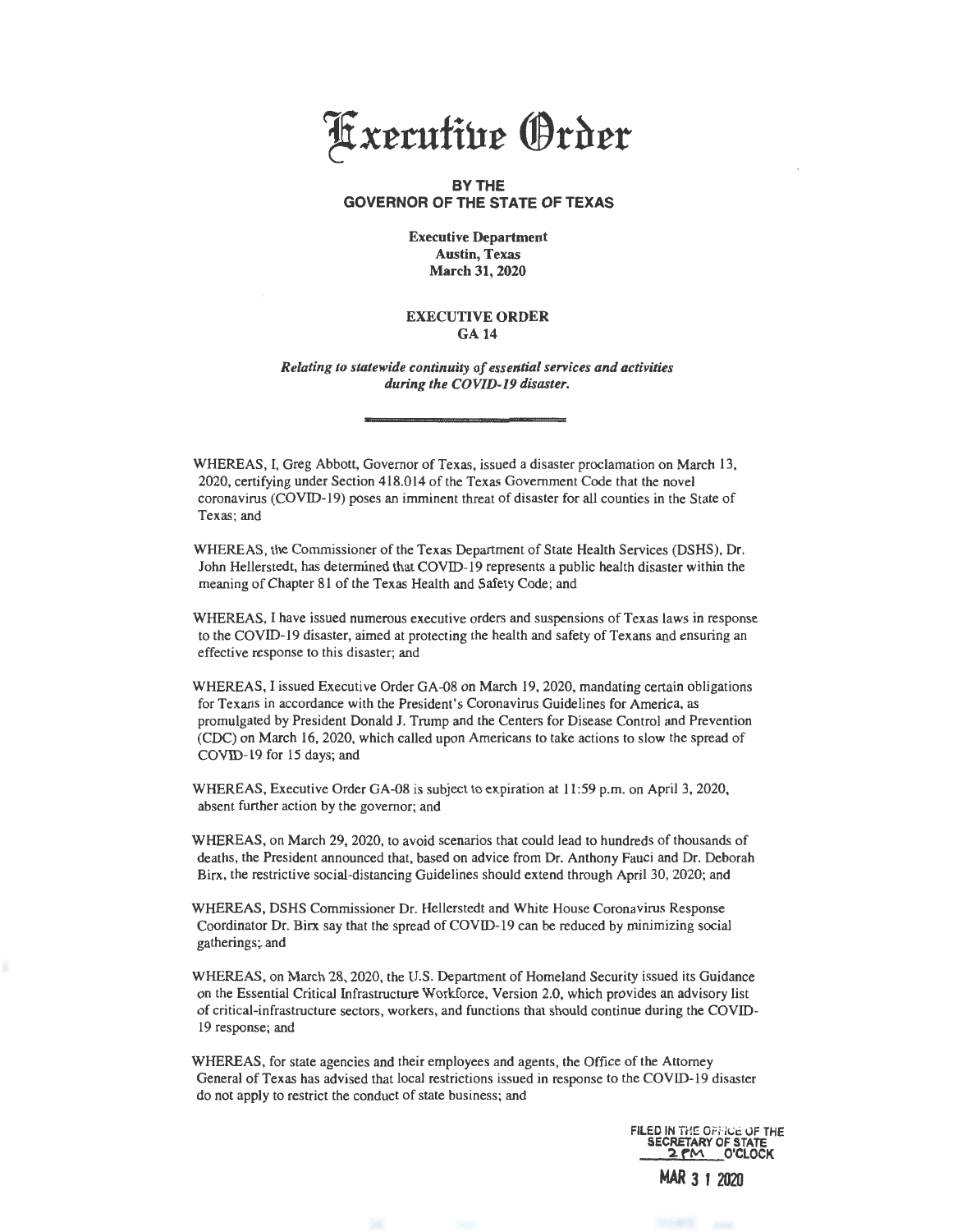# Executive Order

**BY THE**
**GOVERNOR OF THE STATE OF TEXAS**

**Executive Department**
**Austin, Texas**
**March 31, 2020**

**EXECUTIVE ORDER**
**GA 14**

***Relating to statewide continuity of essential services and activities during the COVID-19 disaster.***

---

WHEREAS, I, Greg Abbott, Governor of Texas, issued a disaster proclamation on March 13, 2020, certifying under Section 418.014 of the Texas Government Code that the novel coronavirus (COVID-19) poses an imminent threat of disaster for all counties in the State of Texas; and

WHEREAS, the Commissioner of the Texas Department of State Health Services (DSHS), Dr. John Hellerstedt, has determined that COVID-19 represents a public health disaster within the meaning of Chapter 81 of the Texas Health and Safety Code; and

WHEREAS, I have issued numerous executive orders and suspensions of Texas laws in response to the COVID-19 disaster, aimed at protecting the health and safety of Texans and ensuring an effective response to this disaster; and

WHEREAS, I issued Executive Order GA-08 on March 19, 2020, mandating certain obligations for Texans in accordance with the President's Coronavirus Guidelines for America, as promulgated by President Donald J. Trump and the Centers for Disease Control and Prevention (CDC) on March 16, 2020, which called upon Americans to take actions to slow the spread of COVID-19 for 15 days; and

WHEREAS, Executive Order GA-08 is subject to expiration at 11:59 p.m. on April 3, 2020, absent further action by the governor; and

WHEREAS, on March 29, 2020, to avoid scenarios that could lead to hundreds of thousands of deaths, the President announced that, based on advice from Dr. Anthony Fauci and Dr. Deborah Birx, the restrictive social-distancing Guidelines should extend through April 30, 2020; and

WHEREAS, DSHS Commissioner Dr. Hellerstedt and White House Coronavirus Response Coordinator Dr. Birx say that the spread of COVID-19 can be reduced by minimizing social gatherings; and

WHEREAS, on March 28, 2020, the U.S. Department of Homeland Security issued its Guidance on the Essential Critical Infrastructure Workforce, Version 2.0, which provides an advisory list of critical-infrastructure sectors, workers, and functions that should continue during the COVID-19 response; and

WHEREAS, for state agencies and their employees and agents, the Office of the Attorney General of Texas has advised that local restrictions issued in response to the COVID-19 disaster do not apply to restrict the conduct of state business; and

FILED IN THE OFFICE OF THE SECRETARY OF STATE
2 PM O'CLOCK

MAR 31 2020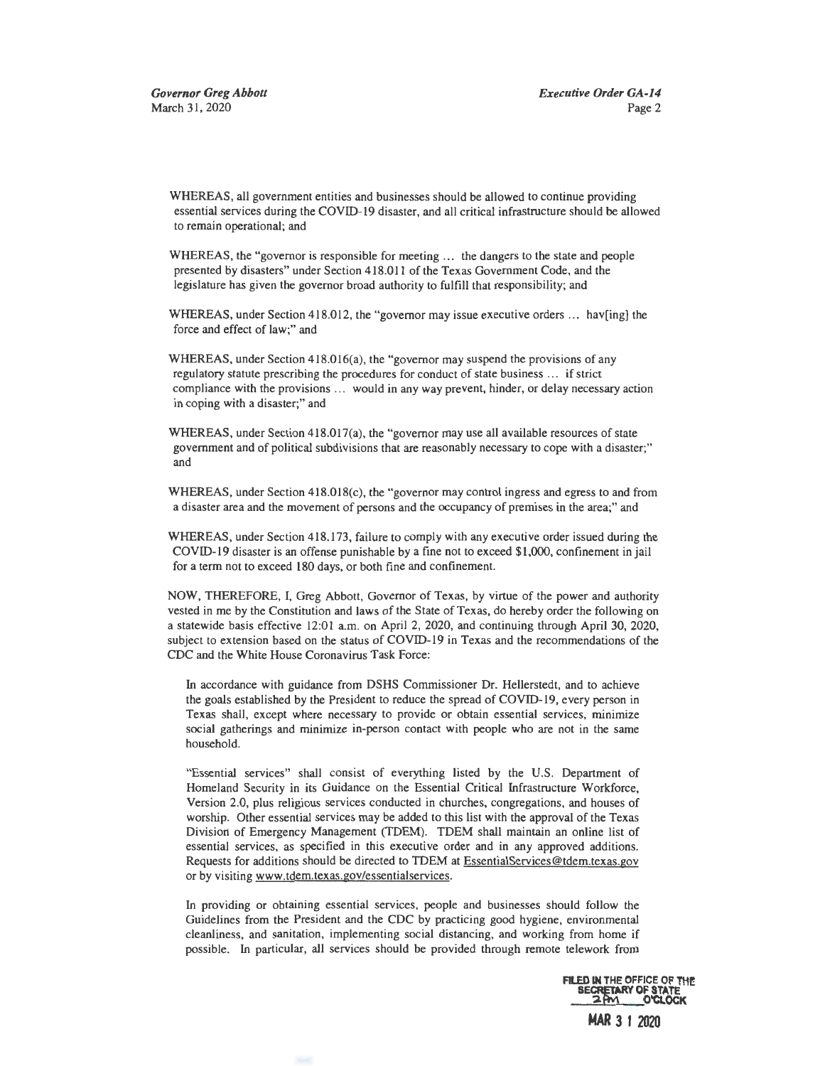WHEREAS, all government entities and businesses should be allowed to continue providing essential services during the COVID-19 disaster, and all critical infrastructure should be allowed to remain operational; and

WHEREAS, the "governor is responsible for meeting … the dangers to the state and people presented by disasters" under Section 418.011 of the Texas Government Code, and the legislature has given the governor broad authority to fulfill that responsibility; and

WHEREAS, under Section 418.012, the "governor may issue executive orders … hav[ing] the force and effect of law;" and

WHEREAS, under Section 418.016(a), the "governor may suspend the provisions of any regulatory statute prescribing the procedures for conduct of state business … if strict compliance with the provisions … would in any way prevent, hinder, or delay necessary action in coping with a disaster;" and

WHEREAS, under Section 418.017(a), the "governor may use all available resources of state government and of political subdivisions that are reasonably necessary to cope with a disaster;" and

WHEREAS, under Section 418.018(c), the "governor may control ingress and egress to and from a disaster area and the movement of persons and the occupancy of premises in the area;" and

WHEREAS, under Section 418.173, failure to comply with any executive order issued during the COVID-19 disaster is an offense punishable by a fine not to exceed $1,000, confinement in jail for a term not to exceed 180 days, or both fine and confinement.

NOW, THEREFORE, I, Greg Abbott, Governor of Texas, by virtue of the power and authority vested in me by the Constitution and laws of the State of Texas, do hereby order the following on a statewide basis effective 12:01 a.m. on April 2, 2020, and continuing through April 30, 2020, subject to extension based on the status of COVID-19 in Texas and the recommendations of the CDC and the White House Coronavirus Task Force:

In accordance with guidance from DSHS Commissioner Dr. Hellerstedt, and to achieve the goals established by the President to reduce the spread of COVID-19, every person in Texas shall, except where necessary to provide or obtain essential services, minimize social gatherings and minimize in-person contact with people who are not in the same household.

"Essential services" shall consist of everything listed by the U.S. Department of Homeland Security in its Guidance on the Essential Critical Infrastructure Workforce, Version 2.0, plus religious services conducted in churches, congregations, and houses of worship. Other essential services may be added to this list with the approval of the Texas Division of Emergency Management (TDEM). TDEM shall maintain an online list of essential services, as specified in this executive order and in any approved additions. Requests for additions should be directed to TDEM at EssentialServices@tdem.texas.gov or by visiting www.tdem.texas.gov/essentialservices.

In providing or obtaining essential services, people and businesses should follow the Guidelines from the President and the CDC by practicing good hygiene, environmental cleanliness, and sanitation, implementing social distancing, and working from home if possible. In particular, all services should be provided through remote telework from

FILED IN THE OFFICE OF THE SECRETARY OF STATE 2PM O'CLOCK

MAR 31 2020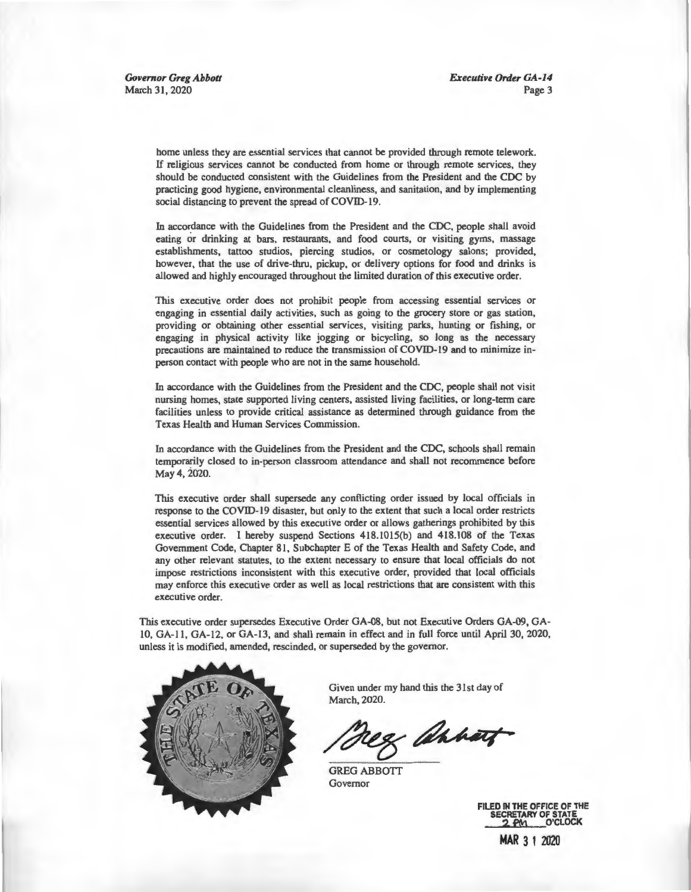home unless they are essential services that cannot be provided through remote telework. If religious services cannot be conducted from home or through remote services, they should be conducted consistent with the Guidelines from the President and the CDC by practicing good hygiene, environmental cleanliness, and sanitation, and by implementing social distancing to prevent the spread of COVID-19.

In accordance with the Guidelines from the President and the CDC, people shall avoid eating or drinking at bars, restaurants, and food courts, or visiting gyms, massage establishments, tattoo studios, piercing studios, or cosmetology salons; provided, however, that the use of drive-thru, pickup, or delivery options for food and drinks is allowed and highly encouraged throughout the limited duration of this executive order.

This executive order does not prohibit people from accessing essential services or engaging in essential daily activities, such as going to the grocery store or gas station, providing or obtaining other essential services, visiting parks, hunting or fishing, or engaging in physical activity like jogging or bicycling, so long as the necessary precautions are maintained to reduce the transmission of COVID-19 and to minimize in-person contact with people who are not in the same household.

In accordance with the Guidelines from the President and the CDC, people shall not visit nursing homes, state supported living centers, assisted living facilities, or long-term care facilities unless to provide critical assistance as determined through guidance from the Texas Health and Human Services Commission.

In accordance with the Guidelines from the President and the CDC, schools shall remain temporarily closed to in-person classroom attendance and shall not recommence before May 4, 2020.

This executive order shall supersede any conflicting order issued by local officials in response to the COVID-19 disaster, but only to the extent that such a local order restricts essential services allowed by this executive order or allows gatherings prohibited by this executive order. I hereby suspend Sections 418.1015(b) and 418.108 of the Texas Government Code, Chapter 81, Subchapter E of the Texas Health and Safety Code, and any other relevant statutes, to the extent necessary to ensure that local officials do not impose restrictions inconsistent with this executive order, provided that local officials may enforce this executive order as well as local restrictions that are consistent with this executive order.

This executive order supersedes Executive Order GA-08, but not Executive Orders GA-09, GA-10, GA-11, GA-12, or GA-13, and shall remain in effect and in full force until April 30, 2020, unless it is modified, amended, rescinded, or superseded by the governor.

Given under my hand this the 31st day of March, 2020.

Greg Abbott

GREG ABBOTT
Governor

FILED IN THE OFFICE OF THE SECRETARY OF STATE
2 PM O'CLOCK

MAR 31 2020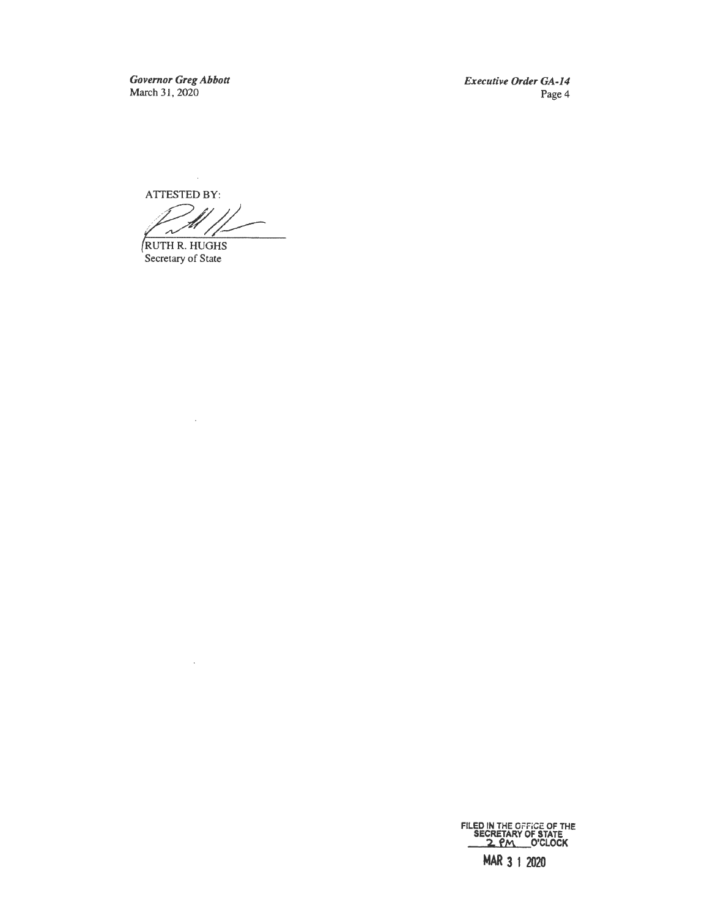ATTESTED BY:

RUTH R. HUGHS
Secretary of State

FILED IN THE OFFICE OF THE
SECRETARY OF STATE
2 PM O'CLOCK

MAR 3 1 2020